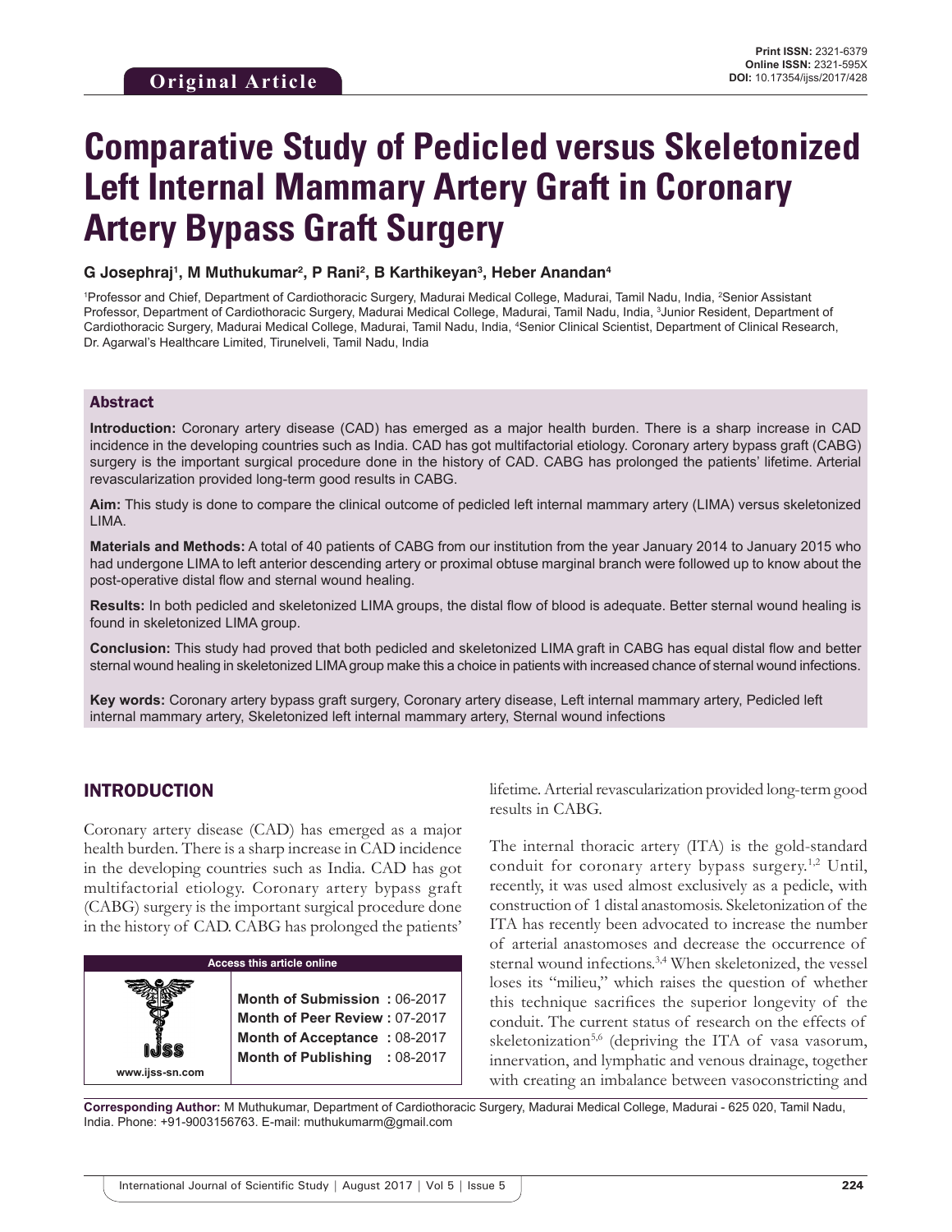**Original Article**

Print ISSN: 2321-6379
Online ISSN: 2321-595X
DOI: 10.17354/ijss/2017/428

# Comparative Study of Pedicled versus Skeletonized Left Internal Mammary Artery Graft in Coronary Artery Bypass Graft Surgery

**G Josephraj[1], M Muthukumar[2], P Rani[2], B Karthikeyan[3], Heber Anandan[4]**

[1]Professor and Chief, Department of Cardiothoracic Surgery, Madurai Medical College, Madurai, Tamil Nadu, India, [2]Senior Assistant Professor, Department of Cardiothoracic Surgery, Madurai Medical College, Madurai, Tamil Nadu, India, [3]Junior Resident, Department of Cardiothoracic Surgery, Madurai Medical College, Madurai, Tamil Nadu, India, [4]Senior Clinical Scientist, Department of Clinical Research, Dr. Agarwal's Healthcare Limited, Tirunelveli, Tamil Nadu, India

## Abstract

**Introduction:** Coronary artery disease (CAD) has emerged as a major health burden. There is a sharp increase in CAD incidence in the developing countries such as India. CAD has got multifactorial etiology. Coronary artery bypass graft (CABG) surgery is the important surgical procedure done in the history of CAD. CABG has prolonged the patients' lifetime. Arterial revascularization provided long-term good results in CABG.

**Aim:** This study is done to compare the clinical outcome of pedicled left internal mammary artery (LIMA) versus skeletonized LIMA.

**Materials and Methods:** A total of 40 patients of CABG from our institution from the year January 2014 to January 2015 who had undergone LIMA to left anterior descending artery or proximal obtuse marginal branch were followed up to know about the post-operative distal flow and sternal wound healing.

**Results:** In both pedicled and skeletonized LIMA groups, the distal flow of blood is adequate. Better sternal wound healing is found in skeletonized LIMA group.

**Conclusion:** This study had proved that both pedicled and skeletonized LIMA graft in CABG has equal distal flow and better sternal wound healing in skeletonized LIMA group make this a choice in patients with increased chance of sternal wound infections.

**Key words:** Coronary artery bypass graft surgery, Coronary artery disease, Left internal mammary artery, Pedicled left internal mammary artery, Skeletonized left internal mammary artery, Sternal wound infections

## INTRODUCTION

Coronary artery disease (CAD) has emerged as a major health burden. There is a sharp increase in CAD incidence in the developing countries such as India. CAD has got multifactorial etiology. Coronary artery bypass graft (CABG) surgery is the important surgical procedure done in the history of CAD. CABG has prolonged the patients' lifetime. Arterial revascularization provided long-term good results in CABG.

| Access this article online | |
|---|---|
| www.ijss-sn.com | Month of Submission : 06-2017 |
| | Month of Peer Review : 07-2017 |
| | Month of Acceptance : 08-2017 |
| | Month of Publishing : 08-2017 |

The internal thoracic artery (ITA) is the gold-standard conduit for coronary artery bypass surgery.[1,2] Until, recently, it was used almost exclusively as a pedicle, with construction of 1 distal anastomosis. Skeletonization of the ITA has recently been advocated to increase the number of arterial anastomoses and decrease the occurrence of sternal wound infections.[3,4] When skeletonized, the vessel loses its "milieu," which raises the question of whether this technique sacrifices the superior longevity of the conduit. The current status of research on the effects of skeletonization[5,6] (depriving the ITA of vasa vasorum, innervation, and lymphatic and venous drainage, together with creating an imbalance between vasoconstricting and

**Corresponding Author:** M Muthukumar, Department of Cardiothoracic Surgery, Madurai Medical College, Madurai - 625 020, Tamil Nadu, India. Phone: +91-9003156763. E-mail: muthukumarm@gmail.com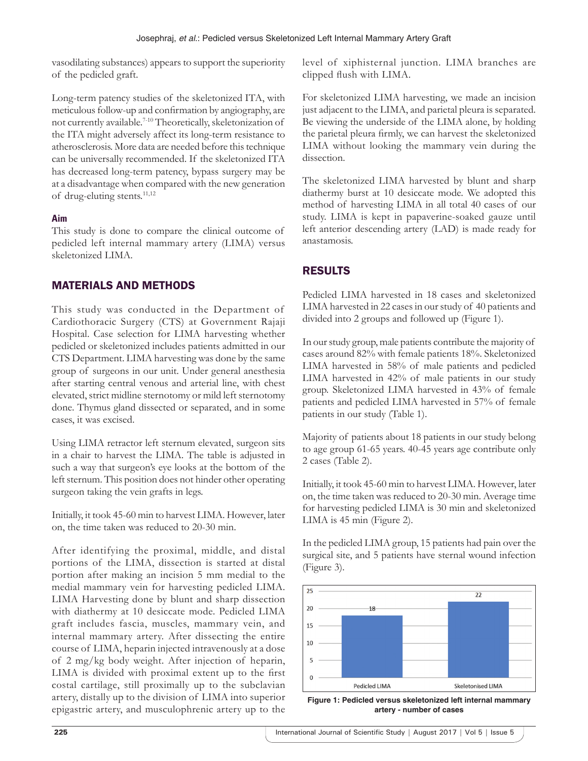vasodilating substances) appears to support the superiority of the pedicled graft.

Long-term patency studies of the skeletonized ITA, with meticulous follow-up and confirmation by angiography, are not currently available.[7-10] Theoretically, skeletonization of the ITA might adversely affect its long-term resistance to atherosclerosis. More data are needed before this technique can be universally recommended. If the skeletonized ITA has decreased long-term patency, bypass surgery may be at a disadvantage when compared with the new generation of drug-eluting stents.[11,12]

### Aim

This study is done to compare the clinical outcome of pedicled left internal mammary artery (LIMA) versus skeletonized LIMA.

## MATERIALS AND METHODS

This study was conducted in the Department of Cardiothoracic Surgery (CTS) at Government Rajaji Hospital. Case selection for LIMA harvesting whether pedicled or skeletonized includes patients admitted in our CTS Department. LIMA harvesting was done by the same group of surgeons in our unit. Under general anesthesia after starting central venous and arterial line, with chest elevated, strict midline sternotomy or mild left sternotomy done. Thymus gland dissected or separated, and in some cases, it was excised.

Using LIMA retractor left sternum elevated, surgeon sits in a chair to harvest the LIMA. The table is adjusted in such a way that surgeon's eye looks at the bottom of the left sternum. This position does not hinder other operating surgeon taking the vein grafts in legs.

Initially, it took 45-60 min to harvest LIMA. However, later on, the time taken was reduced to 20-30 min.

After identifying the proximal, middle, and distal portions of the LIMA, dissection is started at distal portion after making an incision 5 mm medial to the medial mammary vein for harvesting pedicled LIMA. LIMA Harvesting done by blunt and sharp dissection with diathermy at 10 desiccate mode. Pedicled LIMA graft includes fascia, muscles, mammary vein, and internal mammary artery. After dissecting the entire course of LIMA, heparin injected intravenously at a dose of 2 mg/kg body weight. After injection of heparin, LIMA is divided with proximal extent up to the first costal cartilage, still proximally up to the subclavian artery, distally up to the division of LIMA into superior epigastric artery, and musculophrenic artery up to the level of xiphisternal junction. LIMA branches are clipped flush with LIMA.

For skeletonized LIMA harvesting, we made an incision just adjacent to the LIMA, and parietal pleura is separated. Be viewing the underside of the LIMA alone, by holding the parietal pleura firmly, we can harvest the skeletonized LIMA without looking the mammary vein during the dissection.

The skeletonized LIMA harvested by blunt and sharp diathermy burst at 10 desiccate mode. We adopted this method of harvesting LIMA in all total 40 cases of our study. LIMA is kept in papaverine-soaked gauze until left anterior descending artery (LAD) is made ready for anastamosis.

## RESULTS

Pedicled LIMA harvested in 18 cases and skeletonized LIMA harvested in 22 cases in our study of 40 patients and divided into 2 groups and followed up (Figure 1).

In our study group, male patients contribute the majority of cases around 82% with female patients 18%. Skeletonized LIMA harvested in 58% of male patients and pedicled LIMA harvested in 42% of male patients in our study group. Skeletonized LIMA harvested in 43% of female patients and pedicled LIMA harvested in 57% of female patients in our study (Table 1).

Majority of patients about 18 patients in our study belong to age group 61-65 years. 40-45 years age contribute only 2 cases (Table 2).

Initially, it took 45-60 min to harvest LIMA. However, later on, the time taken was reduced to 20-30 min. Average time for harvesting pedicled LIMA is 30 min and skeletonized LIMA is 45 min (Figure 2).

In the pedicled LIMA group, 15 patients had pain over the surgical site, and 5 patients have sternal wound infection (Figure 3).

| | Number of cases |
|---|---|
| Pedicled LIMA | 18 |
| Skeletonised LIMA | 22 |

**Figure 1: Pedicled versus skeletonized left internal mammary artery - number of cases**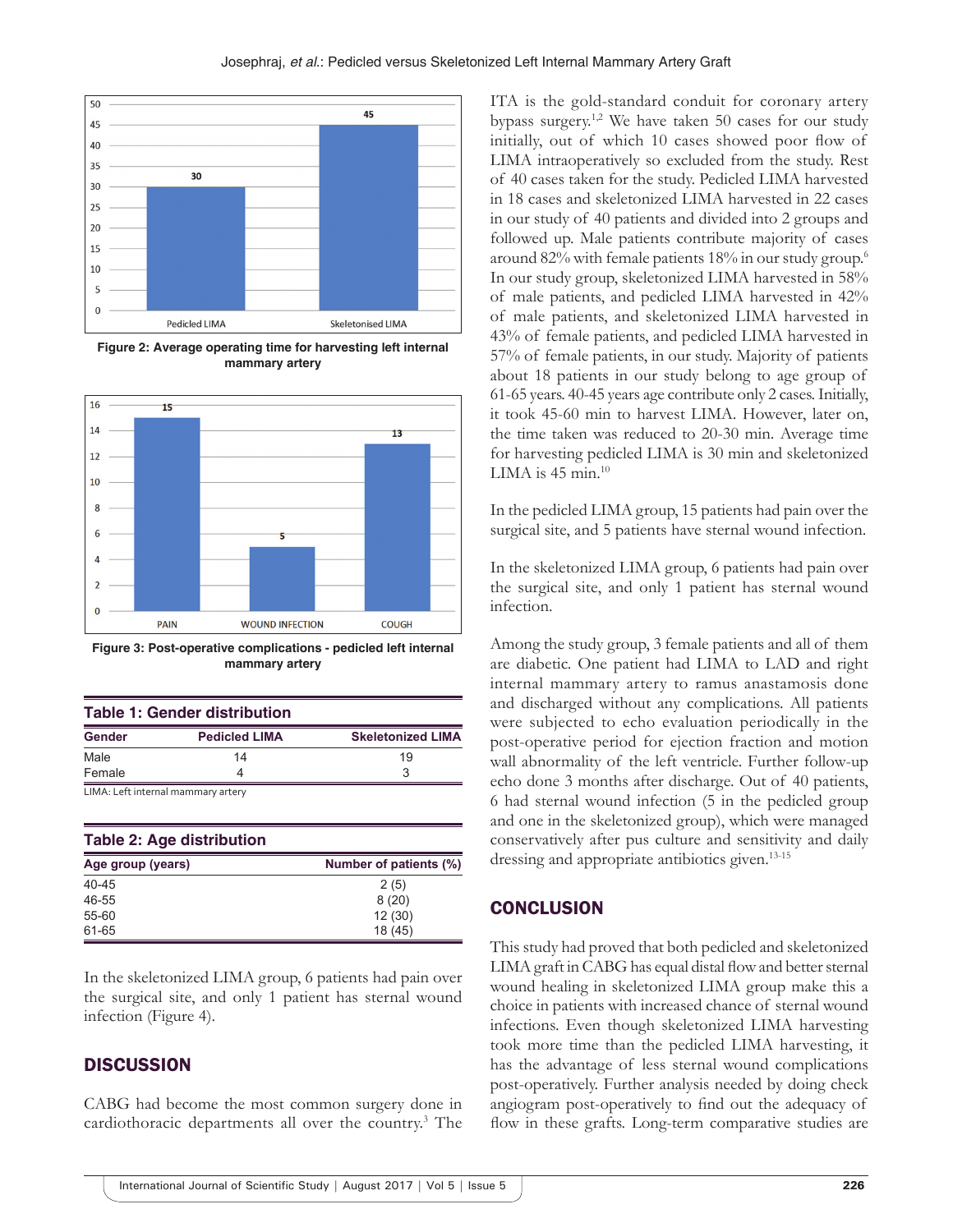Figure 2: Average operating time for harvesting left internal mammary artery

Figure 3: Post-operative complications - pedicled left internal mammary artery

**Table 1: Gender distribution**

| Gender | Pedicled LIMA | Skeletonized LIMA |
|---|---|---|
| Male | 14 | 19 |
| Female | 4 | 3 |

LIMA: Left internal mammary artery

**Table 2: Age distribution**

| Age group (years) | Number of patients (%) |
|---|---|
| 40-45 | 2 (5) |
| 46-55 | 8 (20) |
| 55-60 | 12 (30) |
| 61-65 | 18 (45) |

In the skeletonized LIMA group, 6 patients had pain over the surgical site, and only 1 patient has sternal wound infection (Figure 4).

## DISCUSSION

CABG had become the most common surgery done in cardiothoracic departments all over the country.[3] The ITA is the gold-standard conduit for coronary artery bypass surgery.[1,2] We have taken 50 cases for our study initially, out of which 10 cases showed poor flow of LIMA intraoperatively so excluded from the study. Rest of 40 cases taken for the study. Pedicled LIMA harvested in 18 cases and skeletonized LIMA harvested in 22 cases in our study of 40 patients and divided into 2 groups and followed up. Male patients contribute majority of cases around 82% with female patients 18% in our study group.[6] In our study group, skeletonized LIMA harvested in 58% of male patients, and pedicled LIMA harvested in 42% of male patients, and skeletonized LIMA harvested in 43% of female patients, and pedicled LIMA harvested in 57% of female patients, in our study. Majority of patients about 18 patients in our study belong to age group of 61-65 years. 40-45 years age contribute only 2 cases. Initially, it took 45-60 min to harvest LIMA. However, later on, the time taken was reduced to 20-30 min. Average time for harvesting pedicled LIMA is 30 min and skeletonized LIMA is 45 min.[10]

In the pedicled LIMA group, 15 patients had pain over the surgical site, and 5 patients have sternal wound infection.

In the skeletonized LIMA group, 6 patients had pain over the surgical site, and only 1 patient has sternal wound infection.

Among the study group, 3 female patients and all of them are diabetic. One patient had LIMA to LAD and right internal mammary artery to ramus anastamosis done and discharged without any complications. All patients were subjected to echo evaluation periodically in the post-operative period for ejection fraction and motion wall abnormality of the left ventricle. Further follow-up echo done 3 months after discharge. Out of 40 patients, 6 had sternal wound infection (5 in the pedicled group and one in the skeletonized group), which were managed conservatively after pus culture and sensitivity and daily dressing and appropriate antibiotics given.[13-15]

## CONCLUSION

This study had proved that both pedicled and skeletonized LIMA graft in CABG has equal distal flow and better sternal wound healing in skeletonized LIMA group make this a choice in patients with increased chance of sternal wound infections. Even though skeletonized LIMA harvesting took more time than the pedicled LIMA harvesting, it has the advantage of less sternal wound complications post-operatively. Further analysis needed by doing check angiogram post-operatively to find out the adequacy of flow in these grafts. Long-term comparative studies are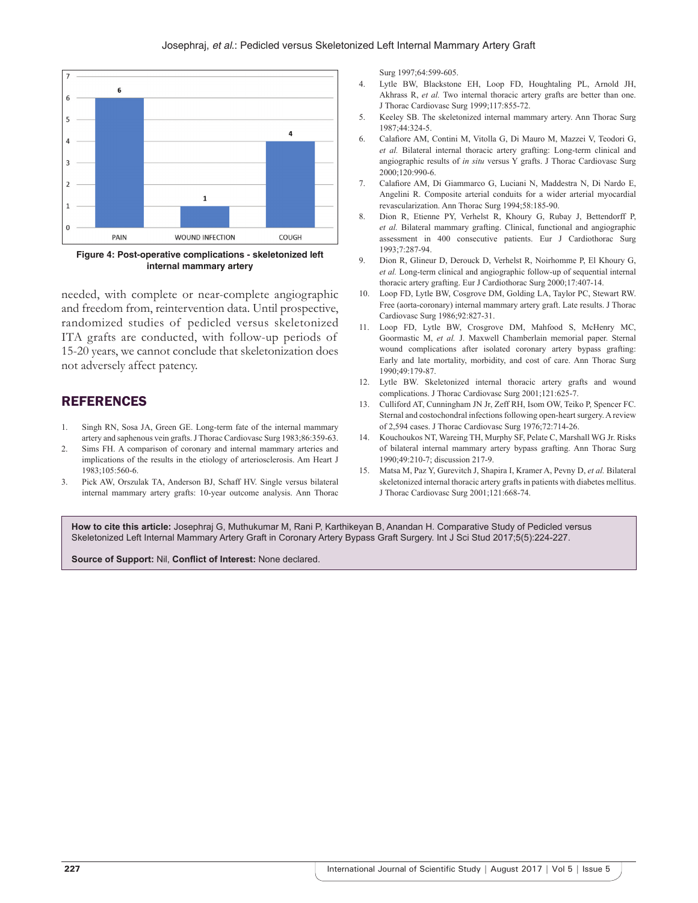7
6
5
4
3
2
1
0

6
1
4

PAIN
WOUND INFECTION
COUGH

**Figure 4: Post-operative complications - skeletonized left internal mammary artery**

needed, with complete or near-complete angiographic and freedom from, reintervention data. Until prospective, randomized studies of pedicled versus skeletonized ITA grafts are conducted, with follow-up periods of 15-20 years, we cannot conclude that skeletonization does not adversely affect patency.

## REFERENCES

1. Singh RN, Sosa JA, Green GE. Long-term fate of the internal mammary artery and saphenous vein grafts. J Thorac Cardiovasc Surg 1983;86:359-63.
2. Sims FH. A comparison of coronary and internal mammary arteries and implications of the results in the etiology of arteriosclerosis. Am Heart J 1983;105:560-6.
3. Pick AW, Orszulak TA, Anderson BJ, Schaff HV. Single versus bilateral internal mammary artery grafts: 10-year outcome analysis. Ann Thorac Surg 1997;64:599-605.
4. Lytle BW, Blackstone EH, Loop FD, Houghtaling PL, Arnold JH, Akhrass R, *et al.* Two internal thoracic artery grafts are better than one. J Thorac Cardiovasc Surg 1999;117:855-72.
5. Keeley SB. The skeletonized internal mammary artery. Ann Thorac Surg 1987;44:324-5.
6. Calafiore AM, Contini M, Vitolla G, Di Mauro M, Mazzei V, Teodori G, *et al.* Bilateral internal thoracic artery grafting: Long-term clinical and angiographic results of *in situ* versus Y grafts. J Thorac Cardiovasc Surg 2000;120:990-6.
7. Calafiore AM, Di Giammarco G, Luciani N, Maddestra N, Di Nardo E, Angelini R. Composite arterial conduits for a wider arterial myocardial revascularization. Ann Thorac Surg 1994;58:185-90.
8. Dion R, Etienne PY, Verhelst R, Khoury G, Rubay J, Bettendorff P, *et al.* Bilateral mammary grafting. Clinical, functional and angiographic assessment in 400 consecutive patients. Eur J Cardiothorac Surg 1993;7:287-94.
9. Dion R, Glineur D, Derouck D, Verhelst R, Noirhomme P, El Khoury G, *et al.* Long-term clinical and angiographic follow-up of sequential internal thoracic artery grafting. Eur J Cardiothorac Surg 2000;17:407-14.
10. Loop FD, Lytle BW, Cosgrove DM, Golding LA, Taylor PC, Stewart RW. Free (aorta-coronary) internal mammary artery graft. Late results. J Thorac Cardiovasc Surg 1986;92:827-31.
11. Loop FD, Lytle BW, Crosgrove DM, Mahfood S, McHenry MC, Goormastic M, *et al.* J. Maxwell Chamberlain memorial paper. Sternal wound complications after isolated coronary artery bypass grafting: Early and late mortality, morbidity, and cost of care. Ann Thorac Surg 1990;49:179-87.
12. Lytle BW. Skeletonized internal thoracic artery grafts and wound complications. J Thorac Cardiovasc Surg 2001;121:625-7.
13. Culliford AT, Cunningham JN Jr, Zeff RH, Isom OW, Teiko P, Spencer FC. Sternal and costochondral infections following open-heart surgery. A review of 2,594 cases. J Thorac Cardiovasc Surg 1976;72:714-26.
14. Kouchoukos NT, Wareing TH, Murphy SF, Pelate C, Marshall WG Jr. Risks of bilateral internal mammary artery bypass grafting. Ann Thorac Surg 1990;49:210-7; discussion 217-9.
15. Matsa M, Paz Y, Gurevitch J, Shapira I, Kramer A, Pevny D, *et al.* Bilateral skeletonized internal thoracic artery grafts in patients with diabetes mellitus. J Thorac Cardiovasc Surg 2001;121:668-74.

**How to cite this article:** Josephraj G, Muthukumar M, Rani P, Karthikeyan B, Anandan H. Comparative Study of Pedicled versus Skeletonized Left Internal Mammary Artery Graft in Coronary Artery Bypass Graft Surgery. Int J Sci Stud 2017;5(5):224-227.

**Source of Support:** Nil, **Conflict of Interest:** None declared.